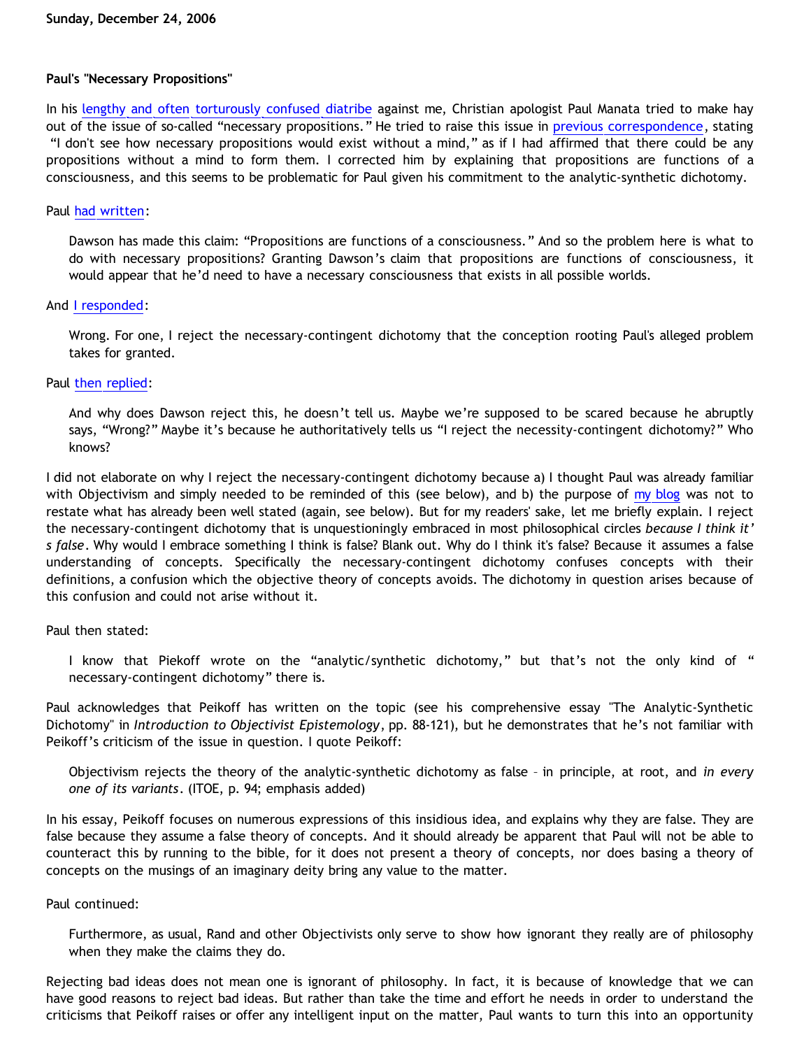**Sunday, December 24, 2006**

**Paul's "Necessary Propositions"**

In his lengthy and often torturously confused diatribe against me, Christian apologist Paul Manata tried to make hay out of the issue of so-called "necessary propositions." He tried to raise this issue in previous correspondence, stating "I don't see how necessary propositions would exist without a mind," as if I had affirmed that there could be any propositions without a mind to form them. I corrected him by explaining that propositions are functions of a consciousness, and this seems to be problematic for Paul given his commitment to the analytic-synthetic dichotomy.

Paul had written:

> Dawson has made this claim: "Propositions are functions of a consciousness." And so the problem here is what to do with necessary propositions? Granting Dawson's claim that propositions are functions of consciousness, it would appear that he'd need to have a necessary consciousness that exists in all possible worlds.

And I responded:

> Wrong. For one, I reject the necessary-contingent dichotomy that the conception rooting Paul's alleged problem takes for granted.

Paul then replied:

> And why does Dawson reject this, he doesn't tell us. Maybe we're supposed to be scared because he abruptly says, "Wrong?" Maybe it's because he authoritatively tells us "I reject the necessity-contingent dichotomy?" Who knows?

I did not elaborate on why I reject the necessary-contingent dichotomy because a) I thought Paul was already familiar with Objectivism and simply needed to be reminded of this (see below), and b) the purpose of my blog was not to restate what has already been well stated (again, see below). But for my readers' sake, let me briefly explain. I reject the necessary-contingent dichotomy that is unquestioningly embraced in most philosophical circles *because I think it's false*. Why would I embrace something I think is false? Blank out. Why do I think it's false? Because it assumes a false understanding of concepts. Specifically the necessary-contingent dichotomy confuses concepts with their definitions, a confusion which the objective theory of concepts avoids. The dichotomy in question arises because of this confusion and could not arise without it.

Paul then stated:

> I know that Piekoff wrote on the "analytic/synthetic dichotomy," but that's not the only kind of "necessary-contingent dichotomy" there is.

Paul acknowledges that Peikoff has written on the topic (see his comprehensive essay "The Analytic-Synthetic Dichotomy" in *Introduction to Objectivist Epistemology*, pp. 88-121), but he demonstrates that he's not familiar with Peikoff's criticism of the issue in question. I quote Peikoff:

> Objectivism rejects the theory of the analytic-synthetic dichotomy as false – in principle, at root, and *in every one of its variants*. (ITOE, p. 94; emphasis added)

In his essay, Peikoff focuses on numerous expressions of this insidious idea, and explains why they are false. They are false because they assume a false theory of concepts. And it should already be apparent that Paul will not be able to counteract this by running to the bible, for it does not present a theory of concepts, nor does basing a theory of concepts on the musings of an imaginary deity bring any value to the matter.

Paul continued:

> Furthermore, as usual, Rand and other Objectivists only serve to show how ignorant they really are of philosophy when they make the claims they do.

Rejecting bad ideas does not mean one is ignorant of philosophy. In fact, it is because of knowledge that we can have good reasons to reject bad ideas. But rather than take the time and effort he needs in order to understand the criticisms that Peikoff raises or offer any intelligent input on the matter, Paul wants to turn this into an opportunity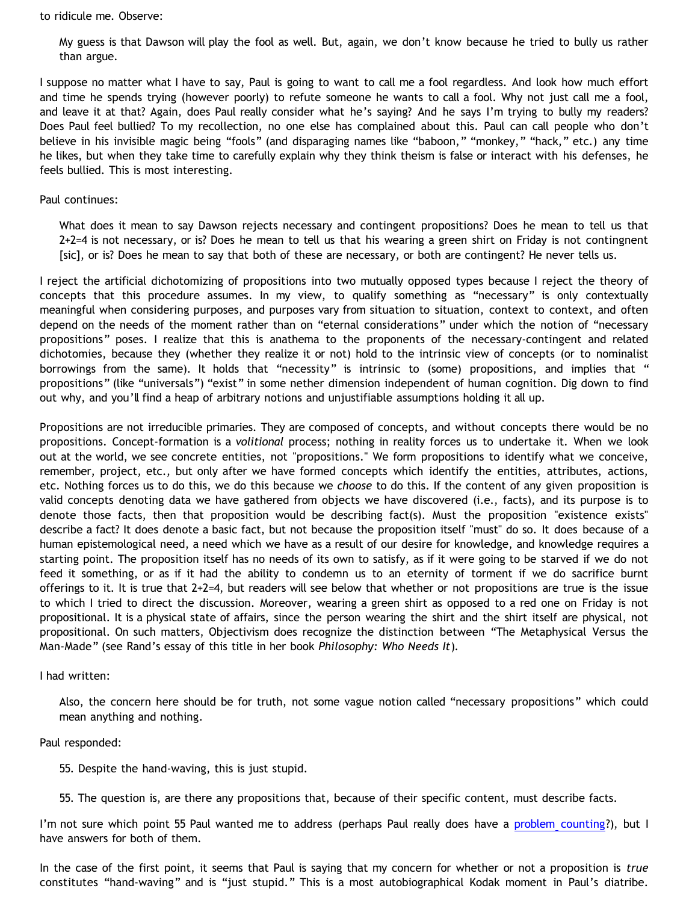to ridicule me. Observe:

> My guess is that Dawson will play the fool as well. But, again, we don't know because he tried to bully us rather than argue.

I suppose no matter what I have to say, Paul is going to want to call me a fool regardless. And look how much effort and time he spends trying (however poorly) to refute someone he wants to call a fool. Why not just call me a fool, and leave it at that? Again, does Paul really consider what he's saying? And he says I'm trying to bully my readers? Does Paul feel bullied? To my recollection, no one else has complained about this. Paul can call people who don't believe in his invisible magic being "fools" (and disparaging names like "baboon," "monkey," "hack," etc.) any time he likes, but when they take time to carefully explain why they think theism is false or interact with his defenses, he feels bullied. This is most interesting.

Paul continues:

> What does it mean to say Dawson rejects necessary and contingent propositions? Does he mean to tell us that 2+2=4 is not necessary, or is? Does he mean to tell us that his wearing a green shirt on Friday is not contingnent [sic], or is? Does he mean to say that both of these are necessary, or both are contingent? He never tells us.

I reject the artificial dichotomizing of propositions into two mutually opposed types because I reject the theory of concepts that this procedure assumes. In my view, to qualify something as "necessary" is only contextually meaningful when considering purposes, and purposes vary from situation to situation, context to context, and often depend on the needs of the moment rather than on "eternal considerations" under which the notion of "necessary propositions" poses. I realize that this is anathema to the proponents of the necessary-contingent and related dichotomies, because they (whether they realize it or not) hold to the intrinsic view of concepts (or to nominalist borrowings from the same). It holds that "necessity" is intrinsic to (some) propositions, and implies that " propositions" (like "universals") "exist" in some nether dimension independent of human cognition. Dig down to find out why, and you'll find a heap of arbitrary notions and unjustifiable assumptions holding it all up.

Propositions are not irreducible primaries. They are composed of concepts, and without concepts there would be no propositions. Concept-formation is a *volitional* process; nothing in reality forces us to undertake it. When we look out at the world, we see concrete entities, not "propositions." We form propositions to identify what we conceive, remember, project, etc., but only after we have formed concepts which identify the entities, attributes, actions, etc. Nothing forces us to do this, we do this because we *choose* to do this. If the content of any given proposition is valid concepts denoting data we have gathered from objects we have discovered (i.e., facts), and its purpose is to denote those facts, then that proposition would be describing fact(s). Must the proposition "existence exists" describe a fact? It does denote a basic fact, but not because the proposition itself "must" do so. It does because of a human epistemological need, a need which we have as a result of our desire for knowledge, and knowledge requires a starting point. The proposition itself has no needs of its own to satisfy, as if it were going to be starved if we do not feed it something, or as if it had the ability to condemn us to an eternity of torment if we do sacrifice burnt offerings to it. It is true that 2+2=4, but readers will see below that whether or not propositions are true is the issue to which I tried to direct the discussion. Moreover, wearing a green shirt as opposed to a red one on Friday is not propositional. It is a physical state of affairs, since the person wearing the shirt and the shirt itself are physical, not propositional. On such matters, Objectivism does recognize the distinction between "The Metaphysical Versus the Man-Made" (see Rand's essay of this title in her book *Philosophy: Who Needs It*).

I had written:

> Also, the concern here should be for truth, not some vague notion called "necessary propositions" which could mean anything and nothing.

Paul responded:

> 55. Despite the hand-waving, this is just stupid.
>
> 55. The question is, are there any propositions that, because of their specific content, must describe facts.

I'm not sure which point 55 Paul wanted me to address (perhaps Paul really does have a problem counting?), but I have answers for both of them.

In the case of the first point, it seems that Paul is saying that my concern for whether or not a proposition is *true* constitutes "hand-waving" and is "just stupid." This is a most autobiographical Kodak moment in Paul's diatribe.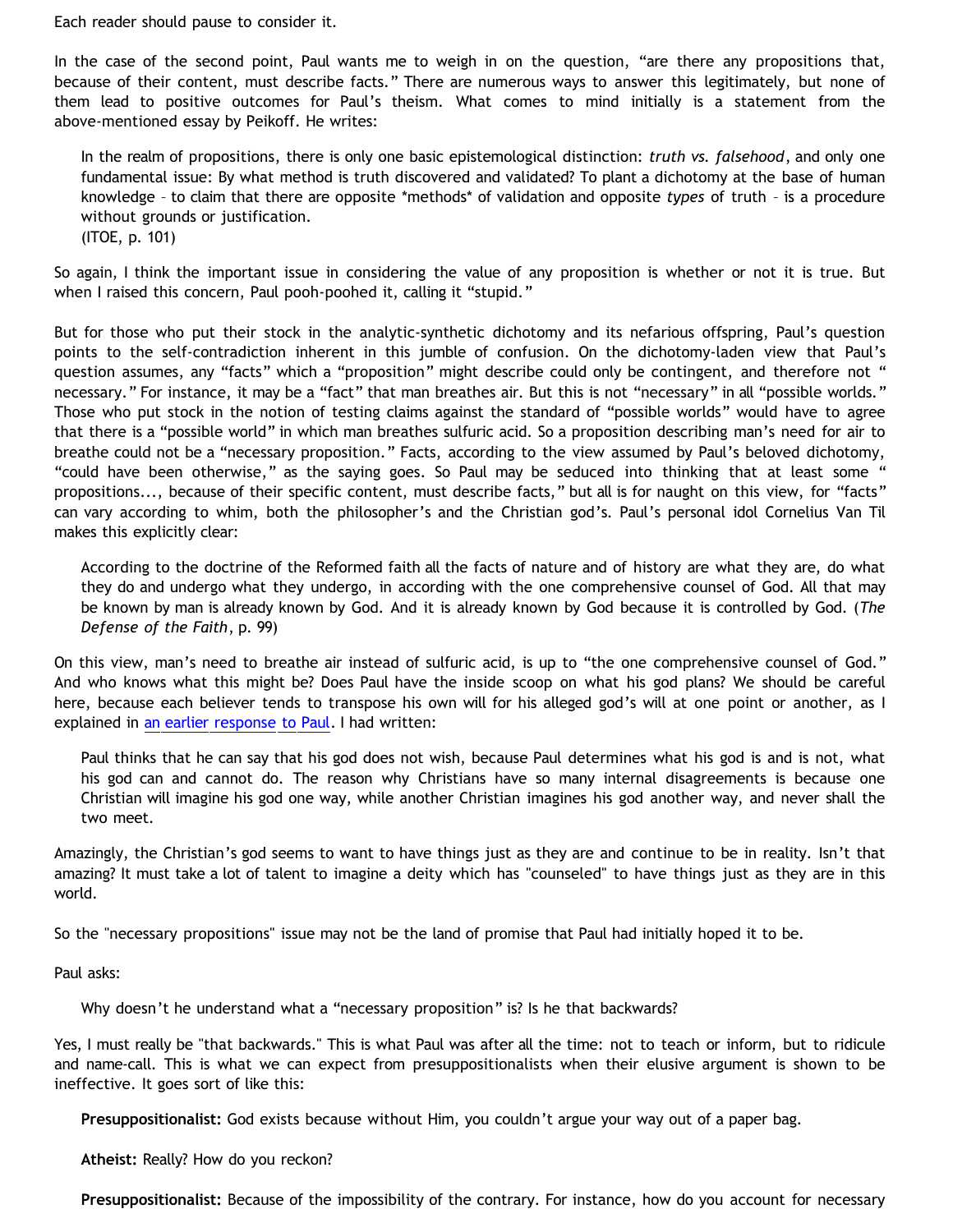Each reader should pause to consider it.

In the case of the second point, Paul wants me to weigh in on the question, “are there any propositions that, because of their content, must describe facts.” There are numerous ways to answer this legitimately, but none of them lead to positive outcomes for Paul’s theism. What comes to mind initially is a statement from the above-mentioned essay by Peikoff. He writes:

> In the realm of propositions, there is only one basic epistemological distinction: *truth vs. falsehood*, and only one fundamental issue: By what method is truth discovered and validated? To plant a dichotomy at the base of human knowledge – to claim that there are opposite *methods* of validation and opposite *types* of truth – is a procedure without grounds or justification.
> (ITOE, p. 101)

So again, I think the important issue in considering the value of any proposition is whether or not it is true. But when I raised this concern, Paul pooh-poohed it, calling it “stupid.”

But for those who put their stock in the analytic-synthetic dichotomy and its nefarious offspring, Paul’s question points to the self-contradiction inherent in this jumble of confusion. On the dichotomy-laden view that Paul’s question assumes, any “facts” which a “proposition” might describe could only be contingent, and therefore not “necessary.” For instance, it may be a “fact” that man breathes air. But this is not “necessary” in all “possible worlds.” Those who put stock in the notion of testing claims against the standard of “possible worlds” would have to agree that there is a “possible world” in which man breathes sulfuric acid. So a proposition describing man’s need for air to breathe could not be a “necessary proposition.” Facts, according to the view assumed by Paul’s beloved dichotomy, “could have been otherwise,” as the saying goes. So Paul may be seduced into thinking that at least some “propositions..., because of their specific content, must describe facts,” but all is for naught on this view, for “facts” can vary according to whim, both the philosopher’s and the Christian god’s. Paul’s personal idol Cornelius Van Til makes this explicitly clear:

> According to the doctrine of the Reformed faith all the facts of nature and of history are what they are, do what they do and undergo what they undergo, in according with the one comprehensive counsel of God. All that may be known by man is already known by God. And it is already known by God because it is controlled by God. (*The Defense of the Faith*, p. 99)

On this view, man’s need to breathe air instead of sulfuric acid, is up to “the one comprehensive counsel of God.” And who knows what this might be? Does Paul have the inside scoop on what his god plans? We should be careful here, because each believer tends to transpose his own will for his alleged god’s will at one point or another, as I explained in an earlier response to Paul. I had written:

> Paul thinks that he can say that his god does not wish, because Paul determines what his god is and is not, what his god can and cannot do. The reason why Christians have so many internal disagreements is because one Christian will imagine his god one way, while another Christian imagines his god another way, and never shall the two meet.

Amazingly, the Christian’s god seems to want to have things just as they are and continue to be in reality. Isn’t that amazing? It must take a lot of talent to imagine a deity which has "counseled" to have things just as they are in this world.

So the "necessary propositions" issue may not be the land of promise that Paul had initially hoped it to be.

Paul asks:

> Why doesn’t he understand what a “necessary proposition” is? Is he that backwards?

Yes, I must really be "that backwards." This is what Paul was after all the time: not to teach or inform, but to ridicule and name-call. This is what we can expect from presuppositionalists when their elusive argument is shown to be ineffective. It goes sort of like this:

> **Presuppositionalist:** God exists because without Him, you couldn’t argue your way out of a paper bag.
>
> **Atheist:** Really? How do you reckon?
>
> **Presuppositionalist:** Because of the impossibility of the contrary. For instance, how do you account for necessary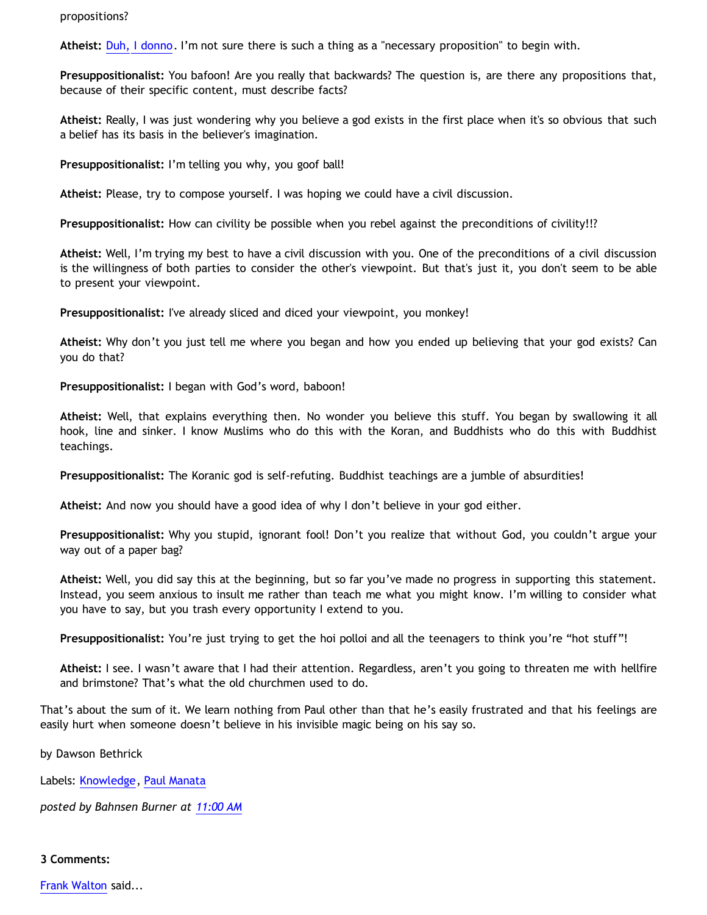propositions?

**Atheist:** Duh, I donno. I'm not sure there is such a thing as a "necessary proposition" to begin with.

**Presuppositionalist:** You bafoon! Are you really that backwards? The question is, are there any propositions that, because of their specific content, must describe facts?

**Atheist:** Really, I was just wondering why you believe a god exists in the first place when it's so obvious that such a belief has its basis in the believer's imagination.

**Presuppositionalist:** I'm telling you why, you goof ball!

**Atheist:** Please, try to compose yourself. I was hoping we could have a civil discussion.

**Presuppositionalist:** How can civility be possible when you rebel against the preconditions of civility!!?

**Atheist:** Well, I'm trying my best to have a civil discussion with you. One of the preconditions of a civil discussion is the willingness of both parties to consider the other's viewpoint. But that's just it, you don't seem to be able to present your viewpoint.

**Presuppositionalist:** I've already sliced and diced your viewpoint, you monkey!

**Atheist:** Why don't you just tell me where you began and how you ended up believing that your god exists? Can you do that?

**Presuppositionalist:** I began with God's word, baboon!

**Atheist:** Well, that explains everything then. No wonder you believe this stuff. You began by swallowing it all hook, line and sinker. I know Muslims who do this with the Koran, and Buddhists who do this with Buddhist teachings.

**Presuppositionalist:** The Koranic god is self-refuting. Buddhist teachings are a jumble of absurdities!

**Atheist:** And now you should have a good idea of why I don't believe in your god either.

**Presuppositionalist:** Why you stupid, ignorant fool! Don't you realize that without God, you couldn't argue your way out of a paper bag?

**Atheist:** Well, you did say this at the beginning, but so far you've made no progress in supporting this statement. Instead, you seem anxious to insult me rather than teach me what you might know. I'm willing to consider what you have to say, but you trash every opportunity I extend to you.

**Presuppositionalist:** You're just trying to get the hoi polloi and all the teenagers to think you're "hot stuff"!

**Atheist:** I see. I wasn't aware that I had their attention. Regardless, aren't you going to threaten me with hellfire and brimstone? That's what the old churchmen used to do.

That's about the sum of it. We learn nothing from Paul other than that he's easily frustrated and that his feelings are easily hurt when someone doesn't believe in his invisible magic being on his say so.

by Dawson Bethrick

Labels: Knowledge, Paul Manata

*posted by Bahnsen Burner at 11:00 AM*

**3 Comments:**

Frank Walton said...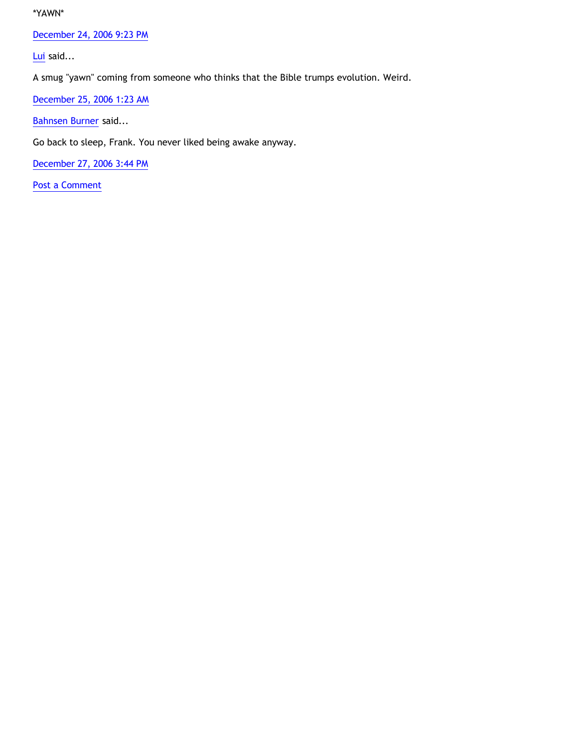*YAWN*

December 24, 2006 9:23 PM

Lui said...

A smug "yawn" coming from someone who thinks that the Bible trumps evolution. Weird.

December 25, 2006 1:23 AM

Bahnsen Burner said...

Go back to sleep, Frank. You never liked being awake anyway.

December 27, 2006 3:44 PM

Post a Comment